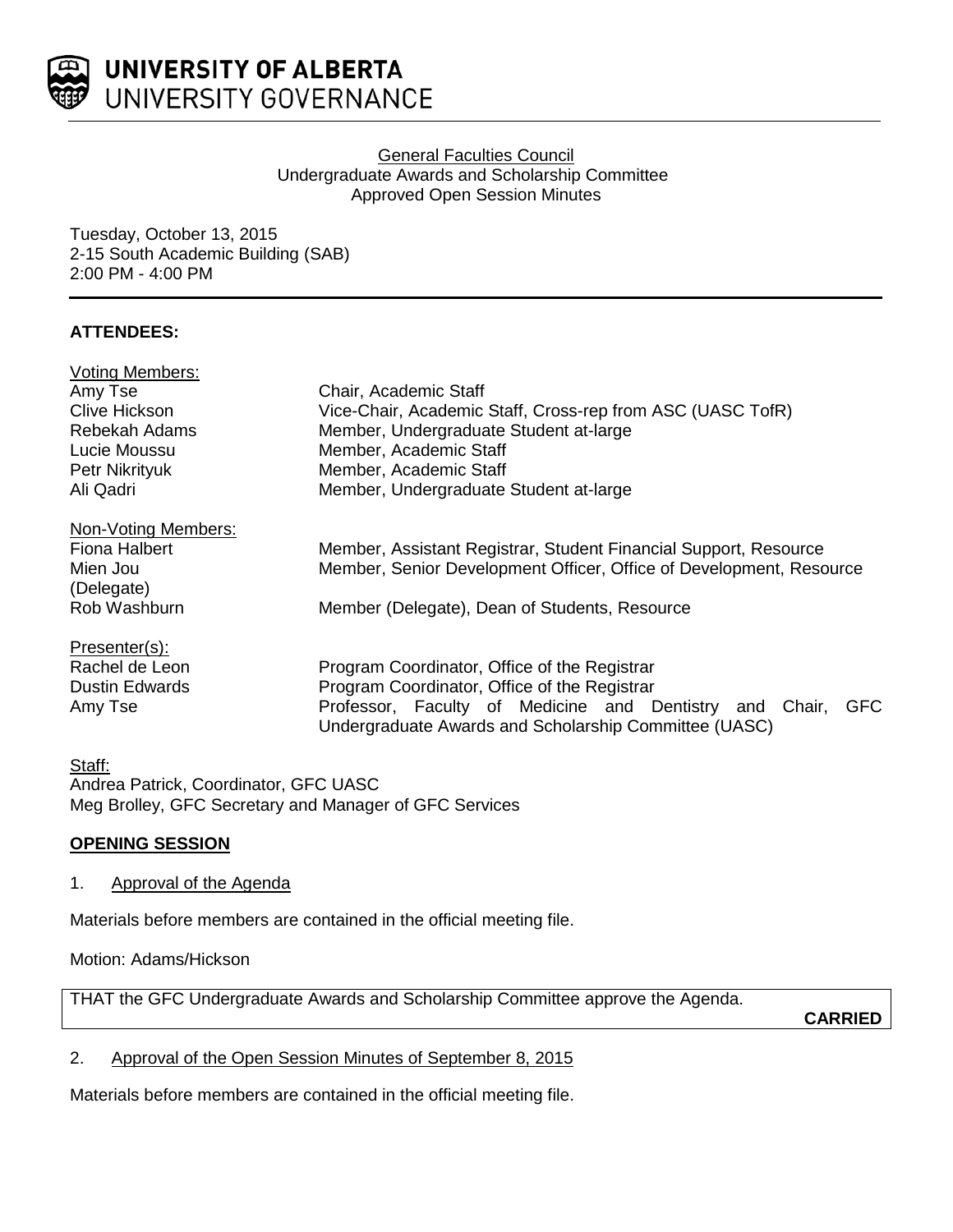# UNIVERSITY OF ALBERTA
## UNIVERSITY GOVERNANCE

General Faculties Council
Undergraduate Awards and Scholarship Committee
Approved Open Session Minutes

Tuesday, October 13, 2015
2-15 South Academic Building (SAB)
2:00 PM - 4:00 PM

**ATTENDEES:**

Voting Members:

| | |
|---|---|
| Amy Tse | Chair, Academic Staff |
| Clive Hickson | Vice-Chair, Academic Staff, Cross-rep from ASC (UASC TofR) |
| Rebekah Adams | Member, Undergraduate Student at-large |
| Lucie Moussu | Member, Academic Staff |
| Petr Nikrityuk | Member, Academic Staff |
| Ali Qadri | Member, Undergraduate Student at-large |

Non-Voting Members:

| | |
|---|---|
| Fiona Halbert | Member, Assistant Registrar, Student Financial Support, Resource |
| Mien Jou (Delegate) | Member, Senior Development Officer, Office of Development, Resource |
| Rob Washburn | Member (Delegate), Dean of Students, Resource |

Presenter(s):

| | |
|---|---|
| Rachel de Leon | Program Coordinator, Office of the Registrar |
| Dustin Edwards | Program Coordinator, Office of the Registrar |
| Amy Tse | Professor, Faculty of Medicine and Dentistry and Chair, GFC Undergraduate Awards and Scholarship Committee (UASC) |

Staff:
Andrea Patrick, Coordinator, GFC UASC
Meg Brolley, GFC Secretary and Manager of GFC Services

**OPENING SESSION**

1. Approval of the Agenda

Materials before members are contained in the official meeting file.

Motion: Adams/Hickson

THAT the GFC Undergraduate Awards and Scholarship Committee approve the Agenda.

**CARRIED**

2. Approval of the Open Session Minutes of September 8, 2015

Materials before members are contained in the official meeting file.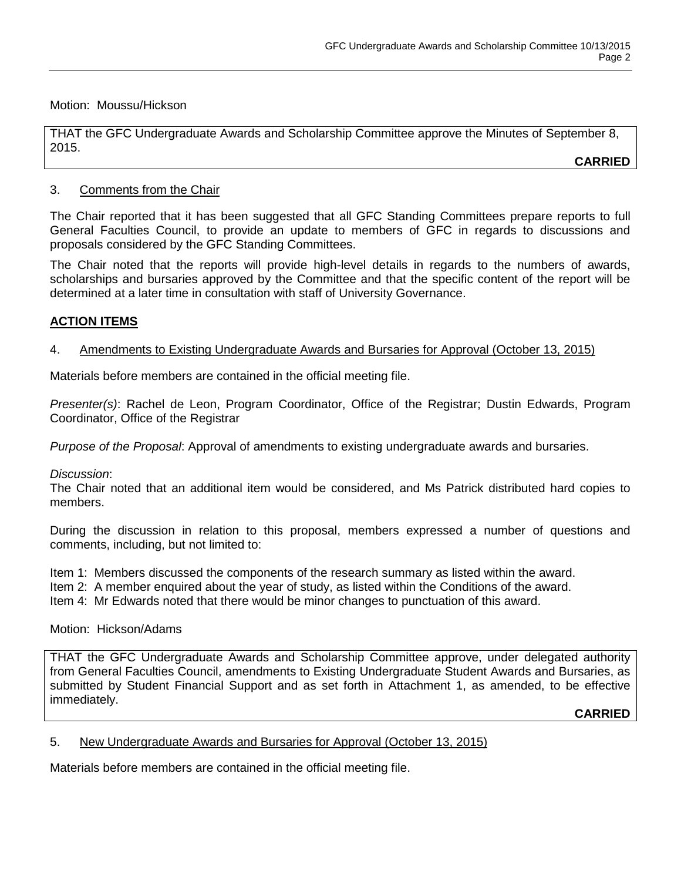Motion: Moussu/Hickson

THAT the GFC Undergraduate Awards and Scholarship Committee approve the Minutes of September 8, 2015.

**CARRIED**

3. Comments from the Chair

The Chair reported that it has been suggested that all GFC Standing Committees prepare reports to full General Faculties Council, to provide an update to members of GFC in regards to discussions and proposals considered by the GFC Standing Committees.

The Chair noted that the reports will provide high-level details in regards to the numbers of awards, scholarships and bursaries approved by the Committee and that the specific content of the report will be determined at a later time in consultation with staff of University Governance.

## ACTION ITEMS

4. Amendments to Existing Undergraduate Awards and Bursaries for Approval (October 13, 2015)

Materials before members are contained in the official meeting file.

*Presenter(s)*: Rachel de Leon, Program Coordinator, Office of the Registrar; Dustin Edwards, Program Coordinator, Office of the Registrar

*Purpose of the Proposal*: Approval of amendments to existing undergraduate awards and bursaries.

*Discussion*:
The Chair noted that an additional item would be considered, and Ms Patrick distributed hard copies to members.

During the discussion in relation to this proposal, members expressed a number of questions and comments, including, but not limited to:

Item 1: Members discussed the components of the research summary as listed within the award.
Item 2: A member enquired about the year of study, as listed within the Conditions of the award.
Item 4: Mr Edwards noted that there would be minor changes to punctuation of this award.

Motion: Hickson/Adams

THAT the GFC Undergraduate Awards and Scholarship Committee approve, under delegated authority from General Faculties Council, amendments to Existing Undergraduate Student Awards and Bursaries, as submitted by Student Financial Support and as set forth in Attachment 1, as amended, to be effective immediately.

**CARRIED**

5. New Undergraduate Awards and Bursaries for Approval (October 13, 2015)

Materials before members are contained in the official meeting file.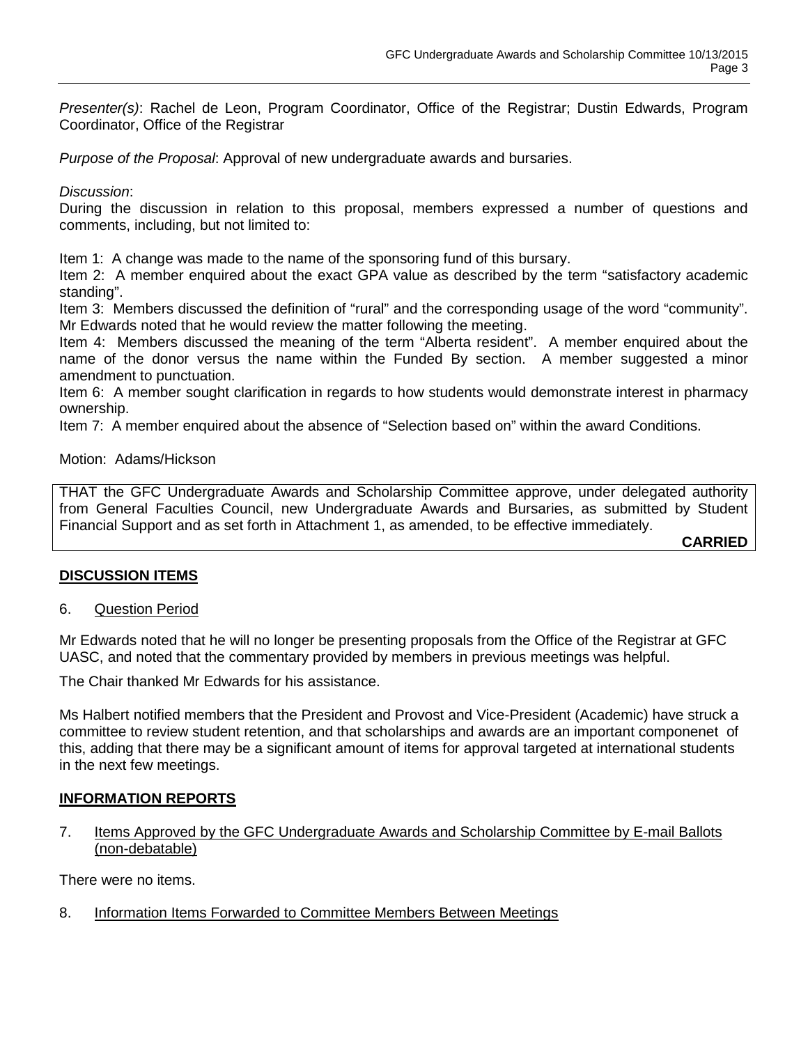*Presenter(s)*: Rachel de Leon, Program Coordinator, Office of the Registrar; Dustin Edwards, Program Coordinator, Office of the Registrar

*Purpose of the Proposal*: Approval of new undergraduate awards and bursaries.

*Discussion*:
During the discussion in relation to this proposal, members expressed a number of questions and comments, including, but not limited to:

Item 1: A change was made to the name of the sponsoring fund of this bursary.
Item 2: A member enquired about the exact GPA value as described by the term "satisfactory academic standing".
Item 3: Members discussed the definition of "rural" and the corresponding usage of the word "community". Mr Edwards noted that he would review the matter following the meeting.
Item 4: Members discussed the meaning of the term "Alberta resident". A member enquired about the name of the donor versus the name within the Funded By section. A member suggested a minor amendment to punctuation.
Item 6: A member sought clarification in regards to how students would demonstrate interest in pharmacy ownership.
Item 7: A member enquired about the absence of "Selection based on" within the award Conditions.

Motion: Adams/Hickson

THAT the GFC Undergraduate Awards and Scholarship Committee approve, under delegated authority from General Faculties Council, new Undergraduate Awards and Bursaries, as submitted by Student Financial Support and as set forth in Attachment 1, as amended, to be effective immediately.

**CARRIED**

## DISCUSSION ITEMS

6. Question Period

Mr Edwards noted that he will no longer be presenting proposals from the Office of the Registrar at GFC UASC, and noted that the commentary provided by members in previous meetings was helpful.

The Chair thanked Mr Edwards for his assistance.

Ms Halbert notified members that the President and Provost and Vice-President (Academic) have struck a committee to review student retention, and that scholarships and awards are an important componenet of this, adding that there may be a significant amount of items for approval targeted at international students in the next few meetings.

## INFORMATION REPORTS

7. Items Approved by the GFC Undergraduate Awards and Scholarship Committee by E-mail Ballots (non-debatable)

There were no items.

8. Information Items Forwarded to Committee Members Between Meetings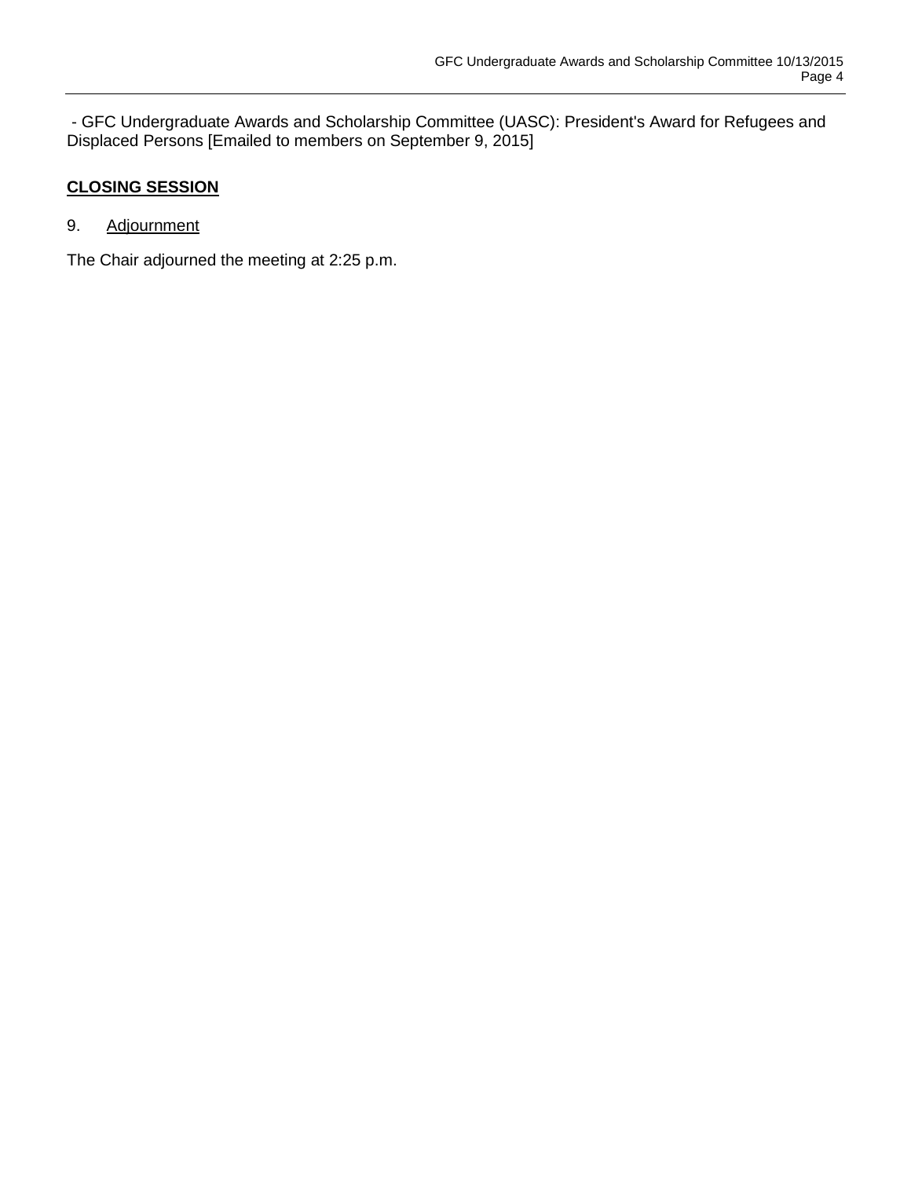- GFC Undergraduate Awards and Scholarship Committee (UASC): President's Award for Refugees and Displaced Persons [Emailed to members on September 9, 2015]

## CLOSING SESSION

9. Adjournment

The Chair adjourned the meeting at 2:25 p.m.